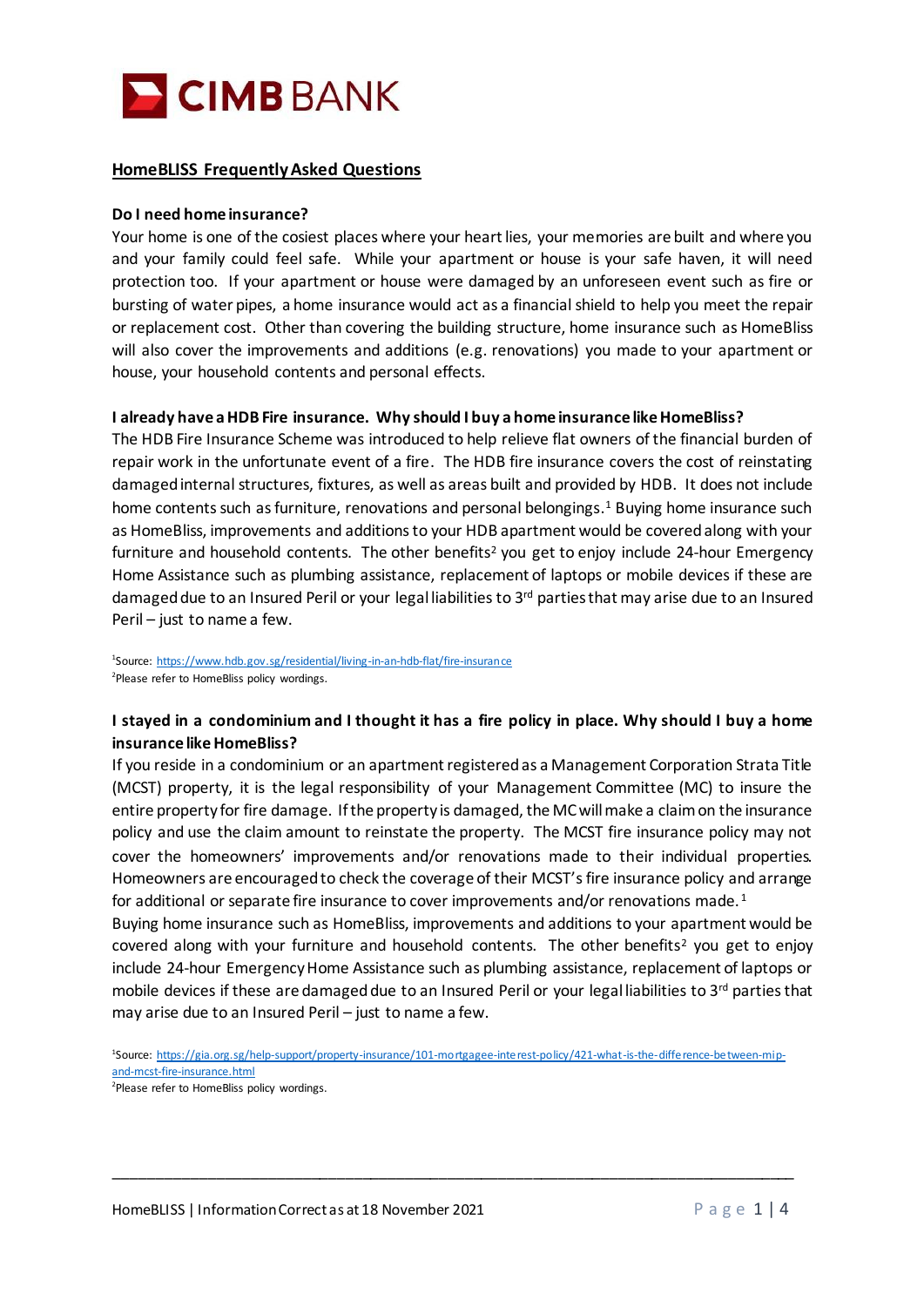CIMB BANK

## HomeBLISS Frequently Asked Questions

**Do I need home insurance?**

Your home is one of the cosiest places where your heart lies, your memories are built and where you and your family could feel safe. While your apartment or house is your safe haven, it will need protection too. If your apartment or house were damaged by an unforeseen event such as fire or bursting of water pipes, a home insurance would act as a financial shield to help you meet the repair or replacement cost. Other than covering the building structure, home insurance such as HomeBliss will also cover the improvements and additions (e.g. renovations) you made to your apartment or house, your household contents and personal effects.

**I already have a HDB Fire insurance. Why should I buy a home insurance like HomeBliss?**

The HDB Fire Insurance Scheme was introduced to help relieve flat owners of the financial burden of repair work in the unfortunate event of a fire. The HDB fire insurance covers the cost of reinstating damaged internal structures, fixtures, as well as areas built and provided by HDB. It does not include home contents such as furniture, renovations and personal belongings.[1] Buying home insurance such as HomeBliss, improvements and additions to your HDB apartment would be covered along with your furniture and household contents. The other benefits[2] you get to enjoy include 24-hour Emergency Home Assistance such as plumbing assistance, replacement of laptops or mobile devices if these are damaged due to an Insured Peril or your legal liabilities to 3rd parties that may arise due to an Insured Peril – just to name a few.

[1]Source: https://www.hdb.gov.sg/residential/living-in-an-hdb-flat/fire-insurance
[2]Please refer to HomeBliss policy wordings.

**I stayed in a condominium and I thought it has a fire policy in place. Why should I buy a home insurance like HomeBliss?**

If you reside in a condominium or an apartment registered as a Management Corporation Strata Title (MCST) property, it is the legal responsibility of your Management Committee (MC) to insure the entire property for fire damage. If the property is damaged, the MC will make a claim on the insurance policy and use the claim amount to reinstate the property. The MCST fire insurance policy may not cover the homeowners' improvements and/or renovations made to their individual properties. Homeowners are encouraged to check the coverage of their MCST's fire insurance policy and arrange for additional or separate fire insurance to cover improvements and/or renovations made.[1]

Buying home insurance such as HomeBliss, improvements and additions to your apartment would be covered along with your furniture and household contents. The other benefits[2] you get to enjoy include 24-hour Emergency Home Assistance such as plumbing assistance, replacement of laptops or mobile devices if these are damaged due to an Insured Peril or your legal liabilities to 3rd parties that may arise due to an Insured Peril – just to name a few.

[1]Source: https://gia.org.sg/help-support/property-insurance/101-mortgagee-interest-policy/421-what-is-the-difference-between-mip-and-mcst-fire-insurance.html
[2]Please refer to HomeBliss policy wordings.

HomeBLISS | Information Correct as at 18 November 2021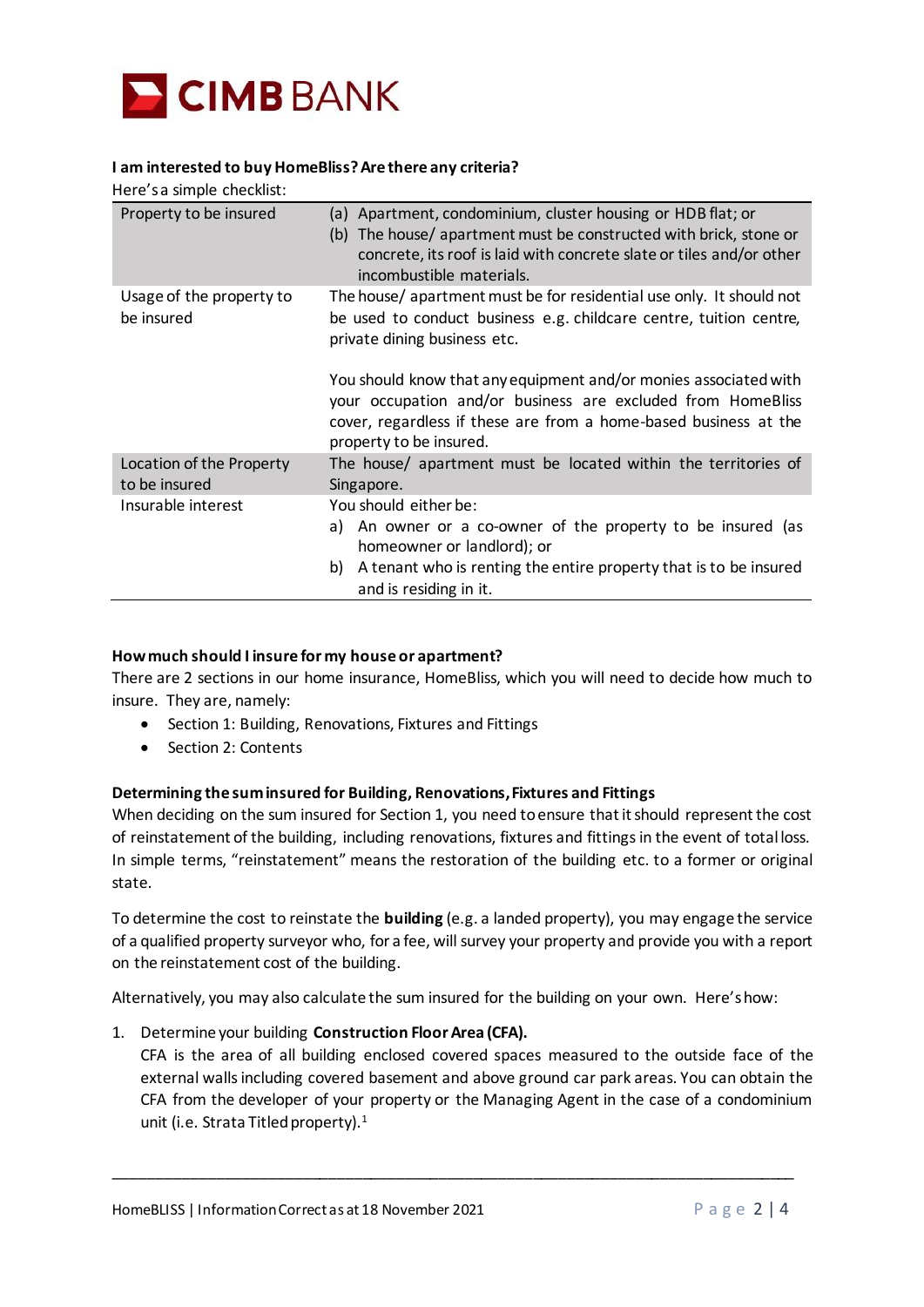**I am interested to buy HomeBliss? Are there any criteria?**

Here's a simple checklist:

| | |
|---|---|
| Property to be insured | (a) Apartment, condominium, cluster housing or HDB flat; or<br>(b) The house/ apartment must be constructed with brick, stone or concrete, its roof is laid with concrete slate or tiles and/or other incombustible materials. |
| Usage of the property to be insured | The house/ apartment must be for residential use only. It should not be used to conduct business e.g. childcare centre, tuition centre, private dining business etc.<br><br>You should know that any equipment and/or monies associated with your occupation and/or business are excluded from HomeBliss cover, regardless if these are from a home-based business at the property to be insured. |
| Location of the Property to be insured | The house/ apartment must be located within the territories of Singapore. |
| Insurable interest | You should either be:<br>a) An owner or a co-owner of the property to be insured (as homeowner or landlord); or<br>b) A tenant who is renting the entire property that is to be insured and is residing in it. |

**How much should I insure for my house or apartment?**

There are 2 sections in our home insurance, HomeBliss, which you will need to decide how much to insure. They are, namely:

- Section 1: Building, Renovations, Fixtures and Fittings
- Section 2: Contents

**Determining the sum insured for Building, Renovations, Fixtures and Fittings**

When deciding on the sum insured for Section 1, you need to ensure that it should represent the cost of reinstatement of the building, including renovations, fixtures and fittings in the event of total loss. In simple terms, "reinstatement" means the restoration of the building etc. to a former or original state.

To determine the cost to reinstate the **building** (e.g. a landed property), you may engage the service of a qualified property surveyor who, for a fee, will survey your property and provide you with a report on the reinstatement cost of the building.

Alternatively, you may also calculate the sum insured for the building on your own. Here's how:

1. Determine your building **Construction Floor Area (CFA).**
   CFA is the area of all building enclosed covered spaces measured to the outside face of the external walls including covered basement and above ground car park areas. You can obtain the CFA from the developer of your property or the Managing Agent in the case of a condominium unit (i.e. Strata Titled property).[1]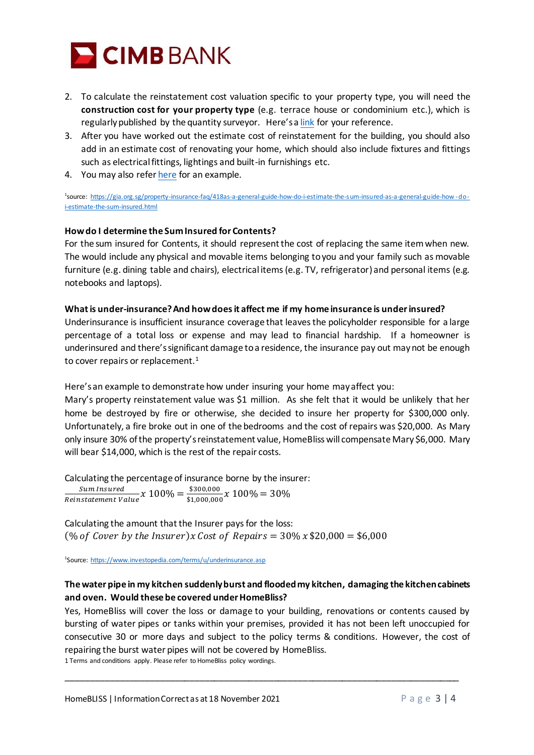2. To calculate the reinstatement cost valuation specific to your property type, you will need the **construction cost for your property type** (e.g. terrace house or condominium etc.), which is regularly published by the quantity surveyor. Here's a link for your reference.
3. After you have worked out the estimate cost of reinstatement for the building, you should also add in an estimate cost of renovating your home, which should also include fixtures and fittings such as electrical fittings, lightings and built-in furnishings etc.
4. You may also refer here for an example.

[1]source: https://gia.org.sg/property-insurance-faq/418as-a-general-guide-how-do-i-estimate-the-sum-insured-as-a-general-guide-how-do-i-estimate-the-sum-insured.html

**How do I determine the Sum Insured for Contents?**

For the sum insured for Contents, it should represent the cost of replacing the same item when new. The would include any physical and movable items belonging to you and your family such as movable furniture (e.g. dining table and chairs), electrical items (e.g. TV, refrigerator) and personal items (e.g. notebooks and laptops).

**What is under-insurance? And how does it affect me if my home insurance is under insured?**

Underinsurance is insufficient insurance coverage that leaves the policyholder responsible for a large percentage of a total loss or expense and may lead to financial hardship. If a homeowner is underinsured and there's significant damage to a residence, the insurance pay out may not be enough to cover repairs or replacement.[1]

Here's an example to demonstrate how under insuring your home may affect you:
Mary's property reinstatement value was $1 million. As she felt that it would be unlikely that her home be destroyed by fire or otherwise, she decided to insure her property for $300,000 only. Unfortunately, a fire broke out in one of the bedrooms and the cost of repairs was $20,000. As Mary only insure 30% of the property's reinstatement value, HomeBliss will compensate Mary $6,000. Mary will bear $14,000, which is the rest of the repair costs.

Calculating the percentage of insurance borne by the insurer:

$$\frac{Sum\ Insured}{Reinstatement\ Value} x\ 100\% = \frac{\$300{,}000}{\$1{,}000{,}000} x\ 100\% = 30\%$$

Calculating the amount that the Insurer pays for the loss:

$$(\%\ of\ Cover\ by\ the\ Insurer) x\ Cost\ of\ Repairs = 30\%\ x\ \$20{,}000 = \$6{,}000$$

[1]Source: https://www.investopedia.com/terms/u/underinsurance.asp

**The water pipe in my kitchen suddenly burst and flooded my kitchen, damaging the kitchen cabinets and oven. Would these be covered under HomeBliss?**

Yes, HomeBliss will cover the loss or damage to your building, renovations or contents caused by bursting of water pipes or tanks within your premises, provided it has not been left unoccupied for consecutive 30 or more days and subject to the policy terms & conditions. However, the cost of repairing the burst water pipes will not be covered by HomeBliss.

1 Terms and conditions apply. Please refer to HomeBliss policy wordings.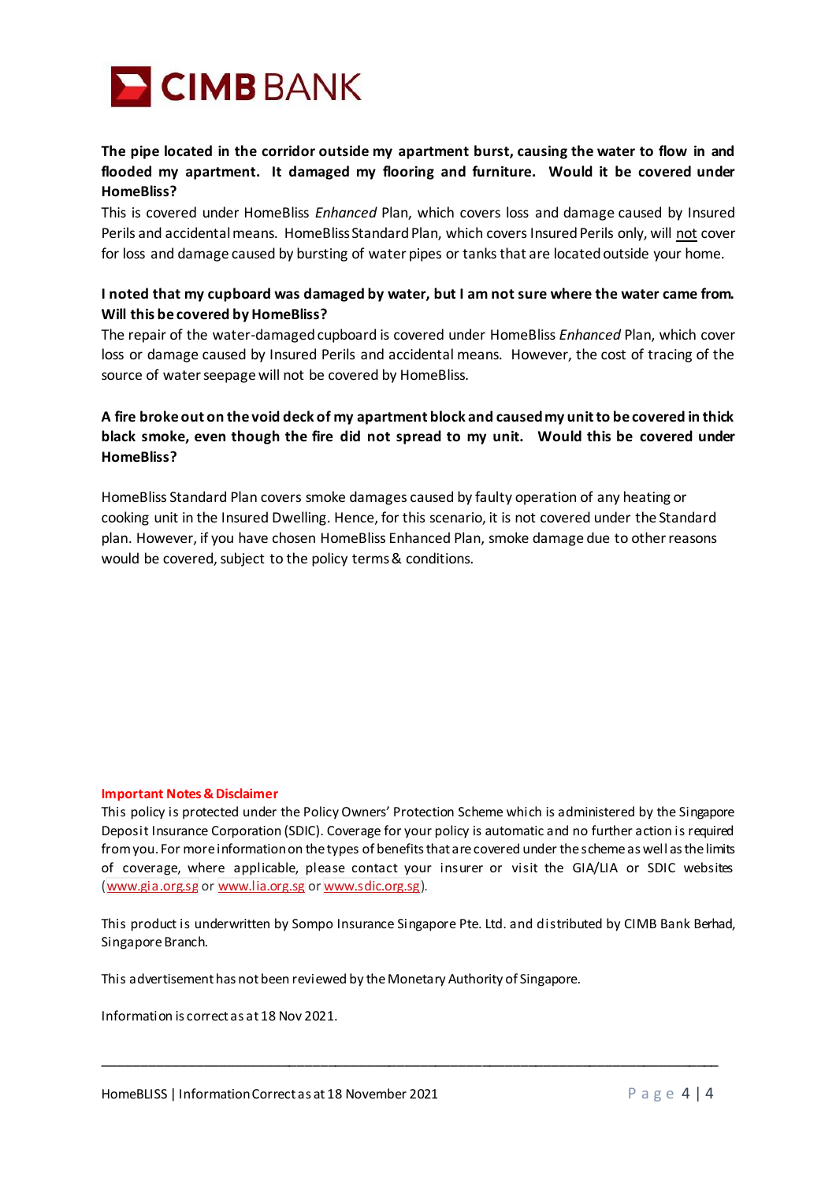**The pipe located in the corridor outside my apartment burst, causing the water to flow in and flooded my apartment. It damaged my flooring and furniture. Would it be covered under HomeBliss?**

This is covered under HomeBliss *Enhanced* Plan, which covers loss and damage caused by Insured Perils and accidental means. HomeBliss Standard Plan, which covers Insured Perils only, will not cover for loss and damage caused by bursting of water pipes or tanks that are located outside your home.

**I noted that my cupboard was damaged by water, but I am not sure where the water came from. Will this be covered by HomeBliss?**

The repair of the water-damaged cupboard is covered under HomeBliss *Enhanced* Plan, which cover loss or damage caused by Insured Perils and accidental means. However, the cost of tracing of the source of water seepage will not be covered by HomeBliss.

**A fire broke out on the void deck of my apartment block and caused my unit to be covered in thick black smoke, even though the fire did not spread to my unit. Would this be covered under HomeBliss?**

HomeBliss Standard Plan covers smoke damages caused by faulty operation of any heating or cooking unit in the Insured Dwelling. Hence, for this scenario, it is not covered under the Standard plan. However, if you have chosen HomeBliss Enhanced Plan, smoke damage due to other reasons would be covered, subject to the policy terms & conditions.

**Important Notes & Disclaimer**

This policy is protected under the Policy Owners' Protection Scheme which is administered by the Singapore Deposit Insurance Corporation (SDIC). Coverage for your policy is automatic and no further action is required from you. For more information on the types of benefits that are covered under the scheme as well as the limits of coverage, where applicable, please contact your insurer or visit the GIA/LIA or SDIC websites (www.gia.org.sg or www.lia.org.sg or www.sdic.org.sg).

This product is underwritten by Sompo Insurance Singapore Pte. Ltd. and distributed by CIMB Bank Berhad, Singapore Branch.

This advertisement has not been reviewed by the Monetary Authority of Singapore.

Information is correct as at 18 Nov 2021.